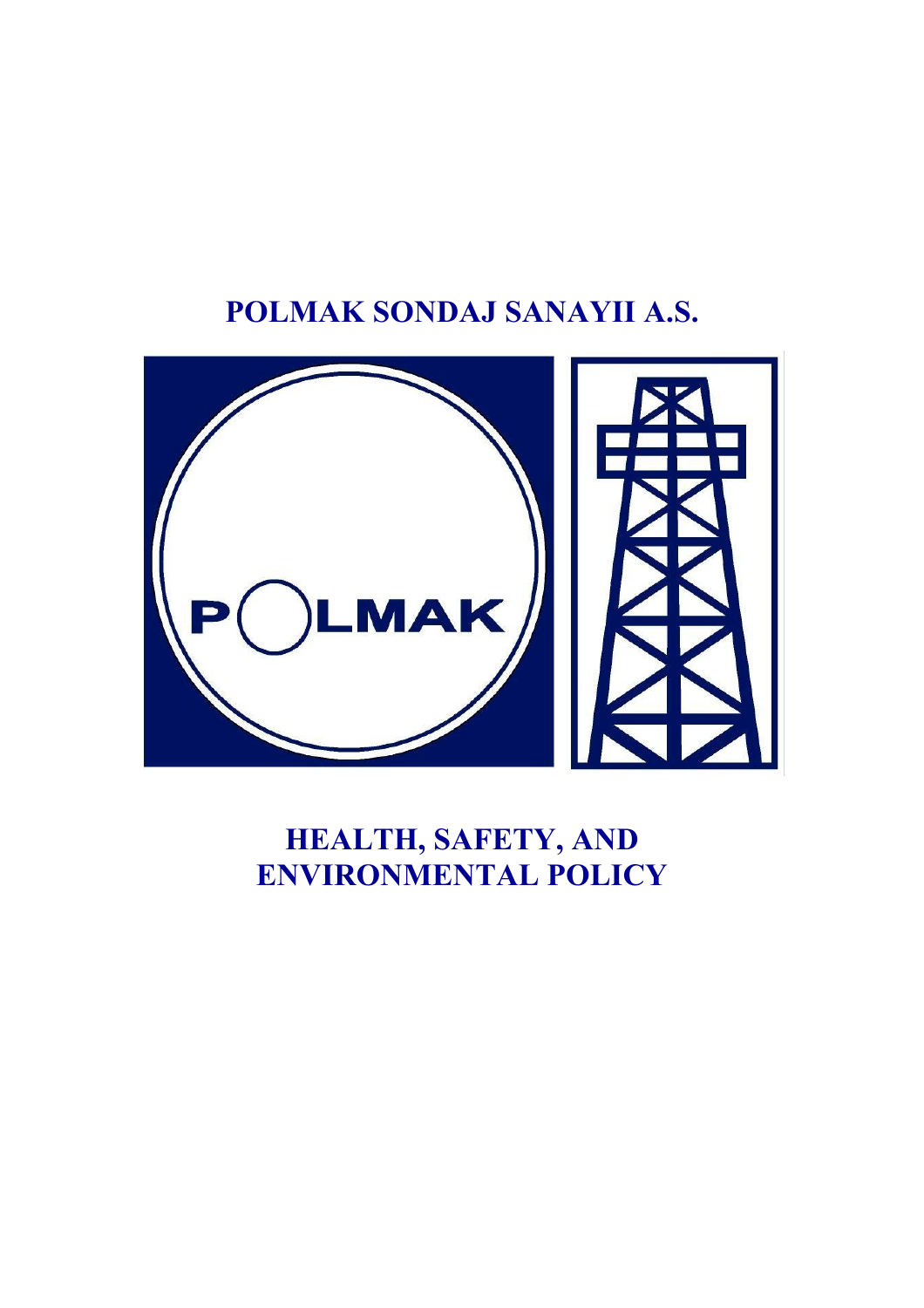# POLMAK SONDAJ SANAYII A.S.

# HEALTH, SAFETY, AND ENVIRONMENTAL POLICY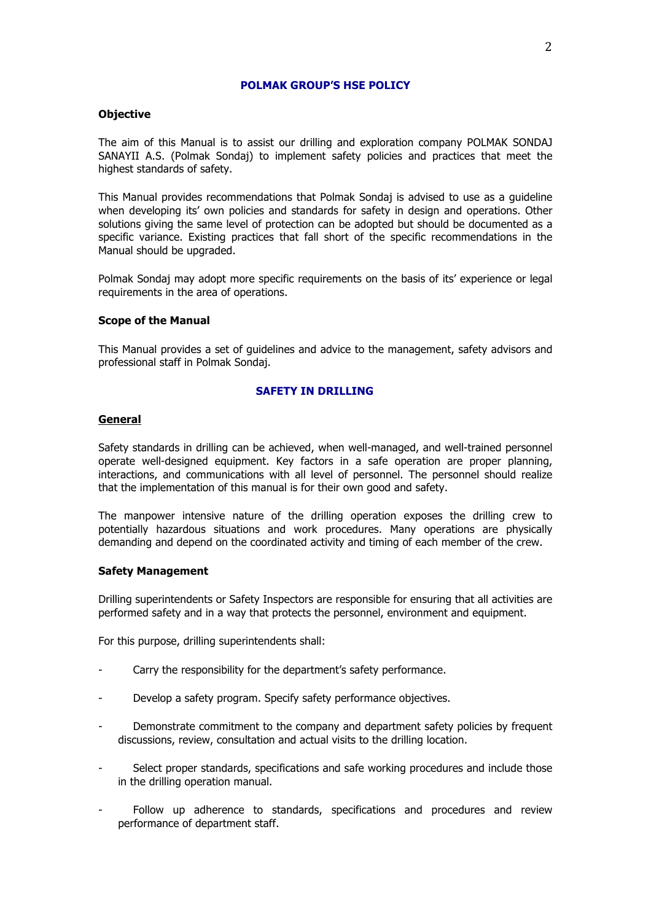## POLMAK GROUP'S HSE POLICY

**Objective**

The aim of this Manual is to assist our drilling and exploration company POLMAK SONDAJ SANAYII A.S. (Polmak Sondaj) to implement safety policies and practices that meet the highest standards of safety.

This Manual provides recommendations that Polmak Sondaj is advised to use as a guideline when developing its' own policies and standards for safety in design and operations. Other solutions giving the same level of protection can be adopted but should be documented as a specific variance. Existing practices that fall short of the specific recommendations in the Manual should be upgraded.

Polmak Sondaj may adopt more specific requirements on the basis of its' experience or legal requirements in the area of operations.

**Scope of the Manual**

This Manual provides a set of guidelines and advice to the management, safety advisors and professional staff in Polmak Sondaj.

## SAFETY IN DRILLING

**General**

Safety standards in drilling can be achieved, when well-managed, and well-trained personnel operate well-designed equipment. Key factors in a safe operation are proper planning, interactions, and communications with all level of personnel. The personnel should realize that the implementation of this manual is for their own good and safety.

The manpower intensive nature of the drilling operation exposes the drilling crew to potentially hazardous situations and work procedures. Many operations are physically demanding and depend on the coordinated activity and timing of each member of the crew.

**Safety Management**

Drilling superintendents or Safety Inspectors are responsible for ensuring that all activities are performed safety and in a way that protects the personnel, environment and equipment.

For this purpose, drilling superintendents shall:

- Carry the responsibility for the department's safety performance.
- Develop a safety program. Specify safety performance objectives.
- Demonstrate commitment to the company and department safety policies by frequent discussions, review, consultation and actual visits to the drilling location.
- Select proper standards, specifications and safe working procedures and include those in the drilling operation manual.
- Follow up adherence to standards, specifications and procedures and review performance of department staff.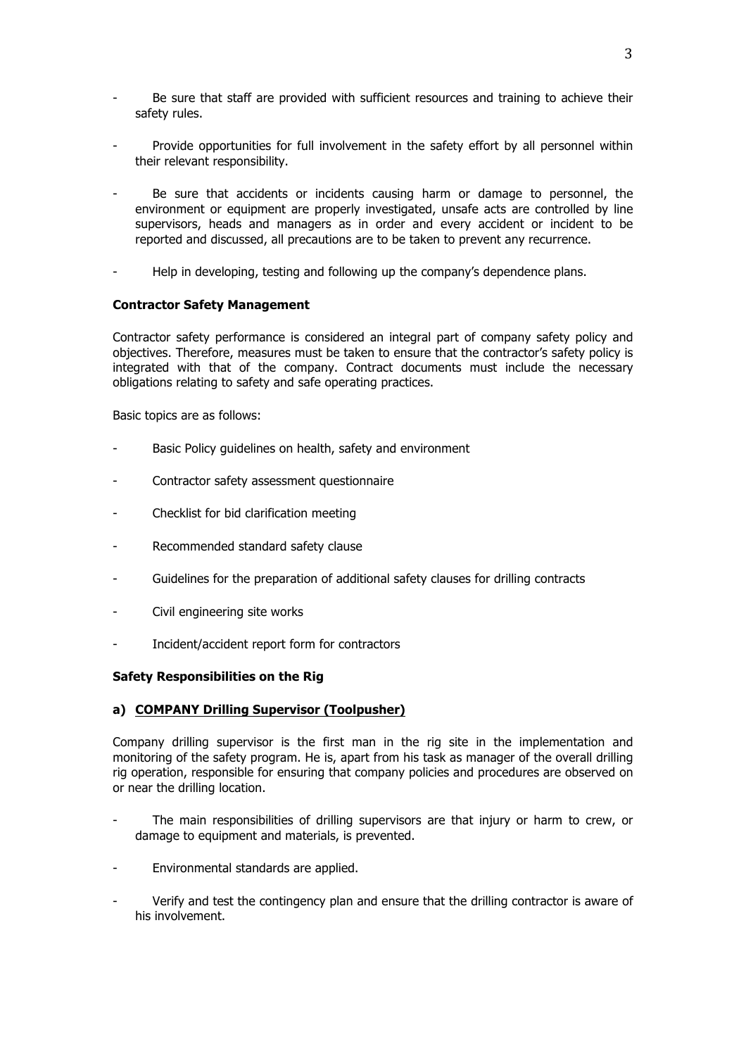- Be sure that staff are provided with sufficient resources and training to achieve their safety rules.

- Provide opportunities for full involvement in the safety effort by all personnel within their relevant responsibility.

- Be sure that accidents or incidents causing harm or damage to personnel, the environment or equipment are properly investigated, unsafe acts are controlled by line supervisors, heads and managers as in order and every accident or incident to be reported and discussed, all precautions are to be taken to prevent any recurrence.

- Help in developing, testing and following up the company's dependence plans.

**Contractor Safety Management**

Contractor safety performance is considered an integral part of company safety policy and objectives. Therefore, measures must be taken to ensure that the contractor's safety policy is integrated with that of the company. Contract documents must include the necessary obligations relating to safety and safe operating practices.

Basic topics are as follows:

- Basic Policy guidelines on health, safety and environment

- Contractor safety assessment questionnaire

- Checklist for bid clarification meeting

- Recommended standard safety clause

- Guidelines for the preparation of additional safety clauses for drilling contracts

- Civil engineering site works

- Incident/accident report form for contractors

**Safety Responsibilities on the Rig**

**a) <u>COMPANY Drilling Supervisor (Toolpusher)</u>**

Company drilling supervisor is the first man in the rig site in the implementation and monitoring of the safety program. He is, apart from his task as manager of the overall drilling rig operation, responsible for ensuring that company policies and procedures are observed on or near the drilling location.

- The main responsibilities of drilling supervisors are that injury or harm to crew, or damage to equipment and materials, is prevented.

- Environmental standards are applied.

- Verify and test the contingency plan and ensure that the drilling contractor is aware of his involvement.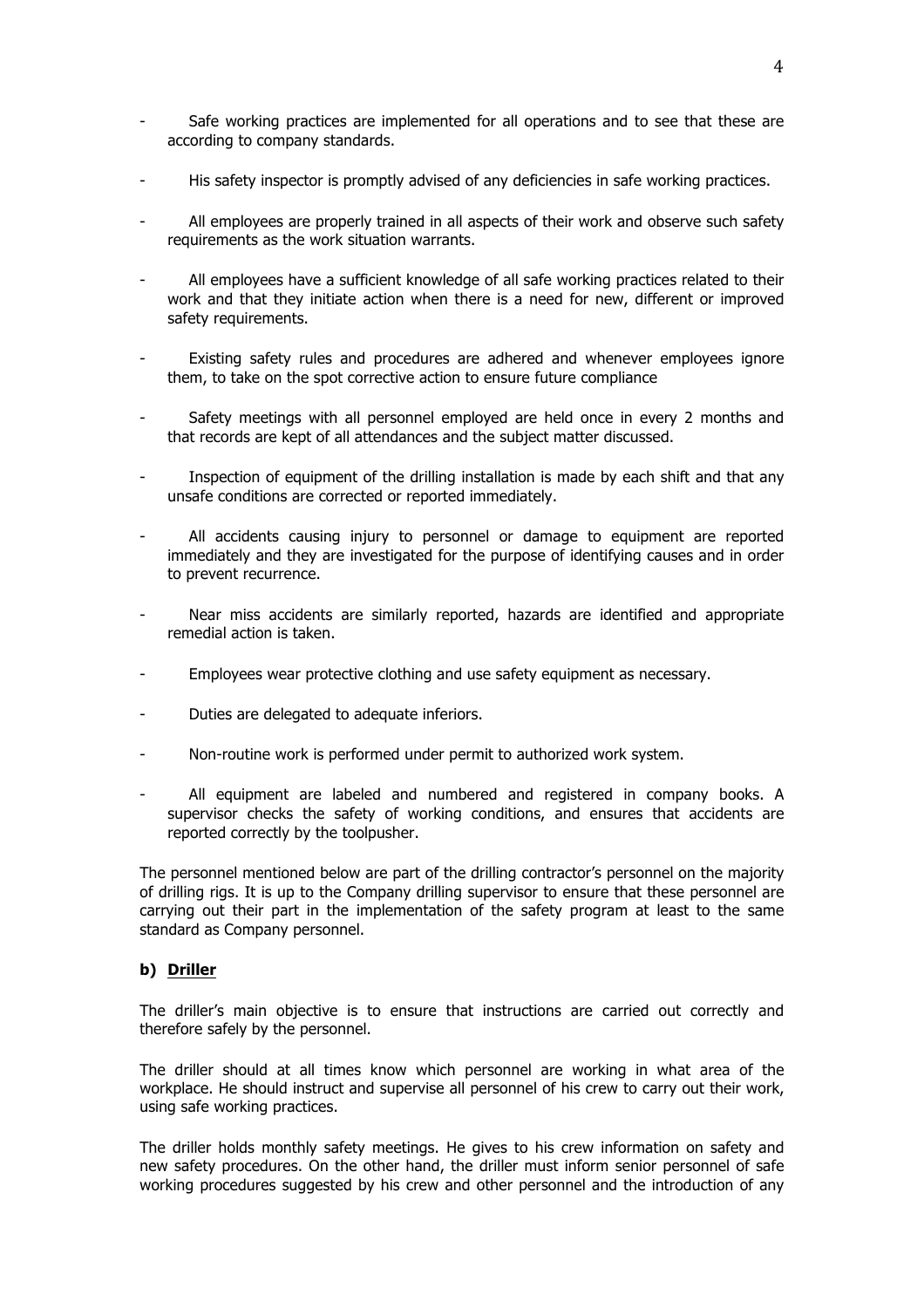- Safe working practices are implemented for all operations and to see that these are according to company standards.

- His safety inspector is promptly advised of any deficiencies in safe working practices.

- All employees are properly trained in all aspects of their work and observe such safety requirements as the work situation warrants.

- All employees have a sufficient knowledge of all safe working practices related to their work and that they initiate action when there is a need for new, different or improved safety requirements.

- Existing safety rules and procedures are adhered and whenever employees ignore them, to take on the spot corrective action to ensure future compliance

- Safety meetings with all personnel employed are held once in every 2 months and that records are kept of all attendances and the subject matter discussed.

- Inspection of equipment of the drilling installation is made by each shift and that any unsafe conditions are corrected or reported immediately.

- All accidents causing injury to personnel or damage to equipment are reported immediately and they are investigated for the purpose of identifying causes and in order to prevent recurrence.

- Near miss accidents are similarly reported, hazards are identified and appropriate remedial action is taken.

- Employees wear protective clothing and use safety equipment as necessary.

- Duties are delegated to adequate inferiors.

- Non-routine work is performed under permit to authorized work system.

- All equipment are labeled and numbered and registered in company books. A supervisor checks the safety of working conditions, and ensures that accidents are reported correctly by the toolpusher.

The personnel mentioned below are part of the drilling contractor's personnel on the majority of drilling rigs. It is up to the Company drilling supervisor to ensure that these personnel are carrying out their part in the implementation of the safety program at least to the same standard as Company personnel.

**b) <u>Driller</u>**

The driller's main objective is to ensure that instructions are carried out correctly and therefore safely by the personnel.

The driller should at all times know which personnel are working in what area of the workplace. He should instruct and supervise all personnel of his crew to carry out their work, using safe working practices.

The driller holds monthly safety meetings. He gives to his crew information on safety and new safety procedures. On the other hand, the driller must inform senior personnel of safe working procedures suggested by his crew and other personnel and the introduction of any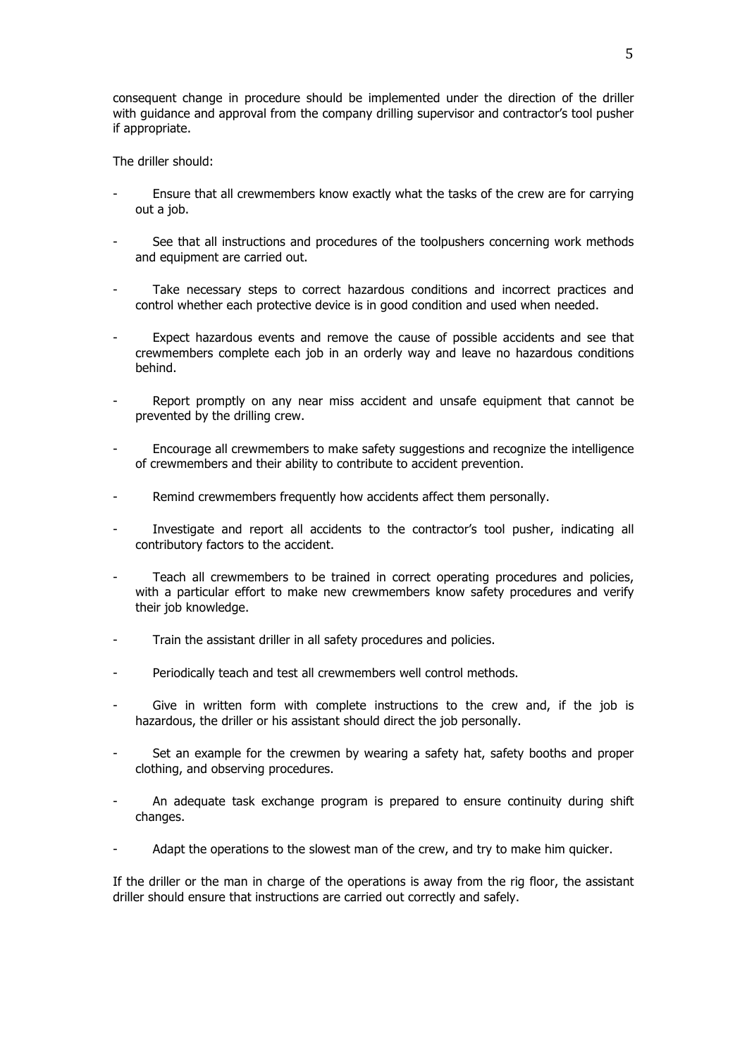consequent change in procedure should be implemented under the direction of the driller with guidance and approval from the company drilling supervisor and contractor's tool pusher if appropriate.

The driller should:

- Ensure that all crewmembers know exactly what the tasks of the crew are for carrying out a job.
- See that all instructions and procedures of the toolpushers concerning work methods and equipment are carried out.
- Take necessary steps to correct hazardous conditions and incorrect practices and control whether each protective device is in good condition and used when needed.
- Expect hazardous events and remove the cause of possible accidents and see that crewmembers complete each job in an orderly way and leave no hazardous conditions behind.
- Report promptly on any near miss accident and unsafe equipment that cannot be prevented by the drilling crew.
- Encourage all crewmembers to make safety suggestions and recognize the intelligence of crewmembers and their ability to contribute to accident prevention.
- Remind crewmembers frequently how accidents affect them personally.
- Investigate and report all accidents to the contractor's tool pusher, indicating all contributory factors to the accident.
- Teach all crewmembers to be trained in correct operating procedures and policies, with a particular effort to make new crewmembers know safety procedures and verify their job knowledge.
- Train the assistant driller in all safety procedures and policies.
- Periodically teach and test all crewmembers well control methods.
- Give in written form with complete instructions to the crew and, if the job is hazardous, the driller or his assistant should direct the job personally.
- Set an example for the crewmen by wearing a safety hat, safety booths and proper clothing, and observing procedures.
- An adequate task exchange program is prepared to ensure continuity during shift changes.
- Adapt the operations to the slowest man of the crew, and try to make him quicker.

If the driller or the man in charge of the operations is away from the rig floor, the assistant driller should ensure that instructions are carried out correctly and safely.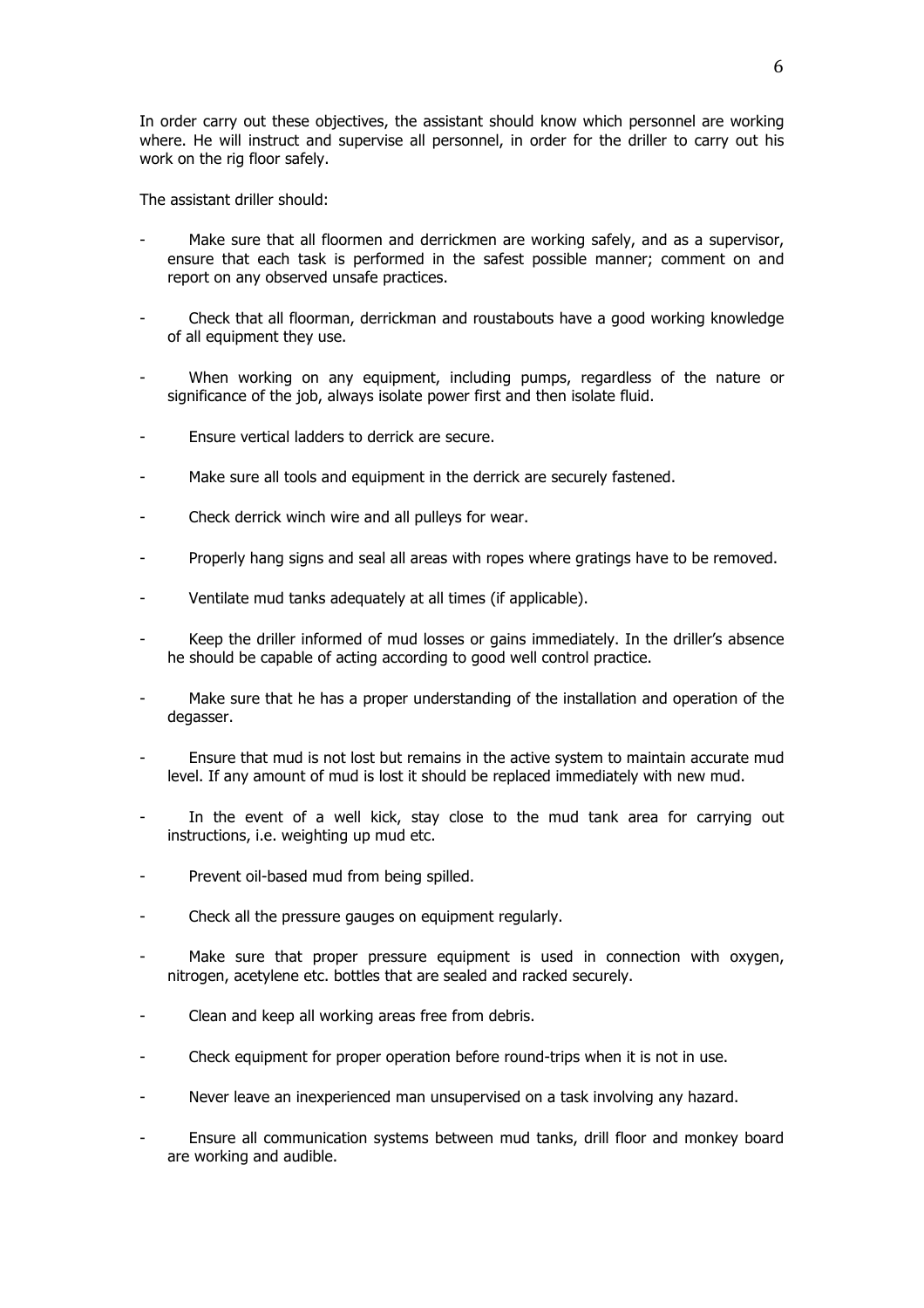In order carry out these objectives, the assistant should know which personnel are working where. He will instruct and supervise all personnel, in order for the driller to carry out his work on the rig floor safely.

The assistant driller should:

- Make sure that all floormen and derrickmen are working safely, and as a supervisor, ensure that each task is performed in the safest possible manner; comment on and report on any observed unsafe practices.
- Check that all floorman, derrickman and roustabouts have a good working knowledge of all equipment they use.
- When working on any equipment, including pumps, regardless of the nature or significance of the job, always isolate power first and then isolate fluid.
- Ensure vertical ladders to derrick are secure.
- Make sure all tools and equipment in the derrick are securely fastened.
- Check derrick winch wire and all pulleys for wear.
- Properly hang signs and seal all areas with ropes where gratings have to be removed.
- Ventilate mud tanks adequately at all times (if applicable).
- Keep the driller informed of mud losses or gains immediately. In the driller's absence he should be capable of acting according to good well control practice.
- Make sure that he has a proper understanding of the installation and operation of the degasser.
- Ensure that mud is not lost but remains in the active system to maintain accurate mud level. If any amount of mud is lost it should be replaced immediately with new mud.
- In the event of a well kick, stay close to the mud tank area for carrying out instructions, i.e. weighting up mud etc.
- Prevent oil-based mud from being spilled.
- Check all the pressure gauges on equipment regularly.
- Make sure that proper pressure equipment is used in connection with oxygen, nitrogen, acetylene etc. bottles that are sealed and racked securely.
- Clean and keep all working areas free from debris.
- Check equipment for proper operation before round-trips when it is not in use.
- Never leave an inexperienced man unsupervised on a task involving any hazard.
- Ensure all communication systems between mud tanks, drill floor and monkey board are working and audible.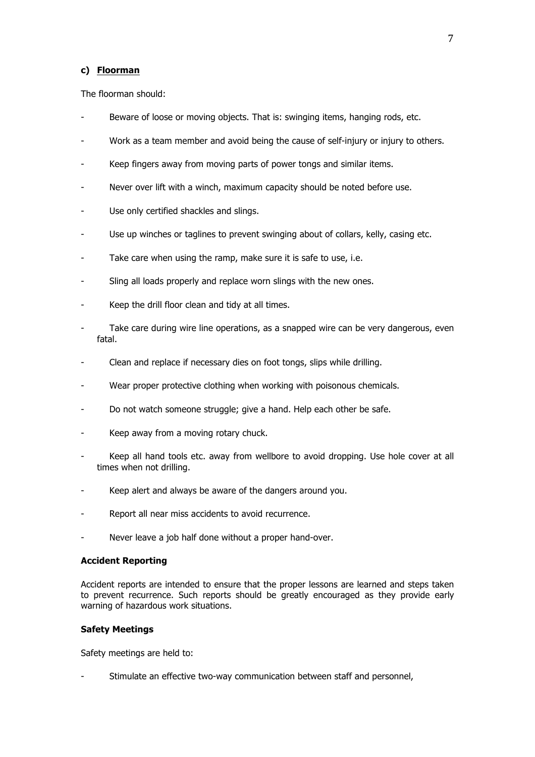### c) Floorman

The floorman should:

- Beware of loose or moving objects. That is: swinging items, hanging rods, etc.
- Work as a team member and avoid being the cause of self-injury or injury to others.
- Keep fingers away from moving parts of power tongs and similar items.
- Never over lift with a winch, maximum capacity should be noted before use.
- Use only certified shackles and slings.
- Use up winches or taglines to prevent swinging about of collars, kelly, casing etc.
- Take care when using the ramp, make sure it is safe to use, i.e.
- Sling all loads properly and replace worn slings with the new ones.
- Keep the drill floor clean and tidy at all times.
- Take care during wire line operations, as a snapped wire can be very dangerous, even fatal.
- Clean and replace if necessary dies on foot tongs, slips while drilling.
- Wear proper protective clothing when working with poisonous chemicals.
- Do not watch someone struggle; give a hand. Help each other be safe.
- Keep away from a moving rotary chuck.
- Keep all hand tools etc. away from wellbore to avoid dropping. Use hole cover at all times when not drilling.
- Keep alert and always be aware of the dangers around you.
- Report all near miss accidents to avoid recurrence.
- Never leave a job half done without a proper hand-over.

**Accident Reporting**

Accident reports are intended to ensure that the proper lessons are learned and steps taken to prevent recurrence. Such reports should be greatly encouraged as they provide early warning of hazardous work situations.

**Safety Meetings**

Safety meetings are held to:

- Stimulate an effective two-way communication between staff and personnel,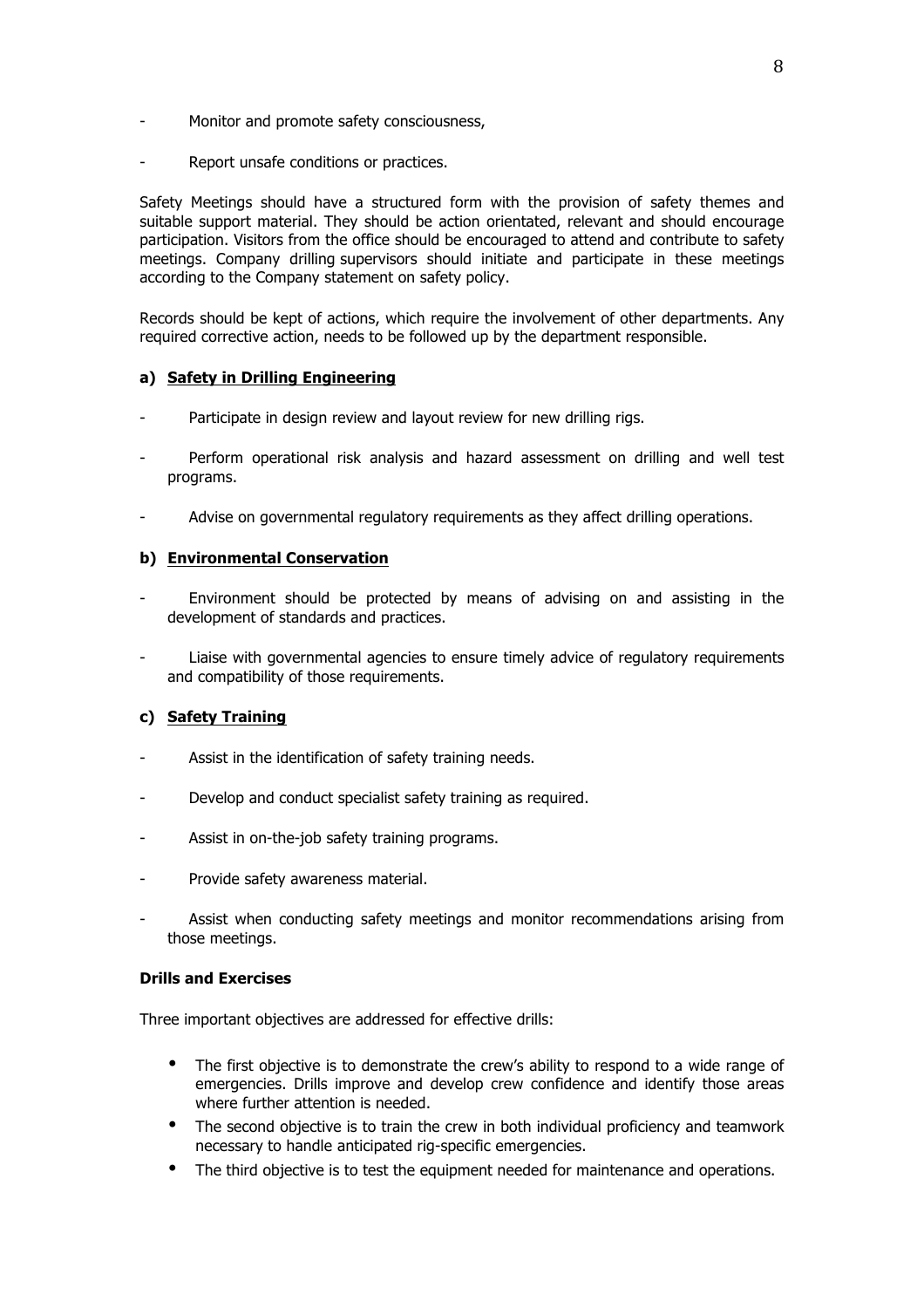- Monitor and promote safety consciousness,
- Report unsafe conditions or practices.

Safety Meetings should have a structured form with the provision of safety themes and suitable support material. They should be action orientated, relevant and should encourage participation. Visitors from the office should be encouraged to attend and contribute to safety meetings. Company drilling supervisors should initiate and participate in these meetings according to the Company statement on safety policy.

Records should be kept of actions, which require the involvement of other departments. Any required corrective action, needs to be followed up by the department responsible.

**a) <u>Safety in Drilling Engineering</u>**

- Participate in design review and layout review for new drilling rigs.
- Perform operational risk analysis and hazard assessment on drilling and well test programs.
- Advise on governmental regulatory requirements as they affect drilling operations.

**b) <u>Environmental Conservation</u>**

- Environment should be protected by means of advising on and assisting in the development of standards and practices.
- Liaise with governmental agencies to ensure timely advice of regulatory requirements and compatibility of those requirements.

**c) <u>Safety Training</u>**

- Assist in the identification of safety training needs.
- Develop and conduct specialist safety training as required.
- Assist in on-the-job safety training programs.
- Provide safety awareness material.
- Assist when conducting safety meetings and monitor recommendations arising from those meetings.

**Drills and Exercises**

Three important objectives are addressed for effective drills:

- The first objective is to demonstrate the crew's ability to respond to a wide range of emergencies. Drills improve and develop crew confidence and identify those areas where further attention is needed.
- The second objective is to train the crew in both individual proficiency and teamwork necessary to handle anticipated rig-specific emergencies.
- The third objective is to test the equipment needed for maintenance and operations.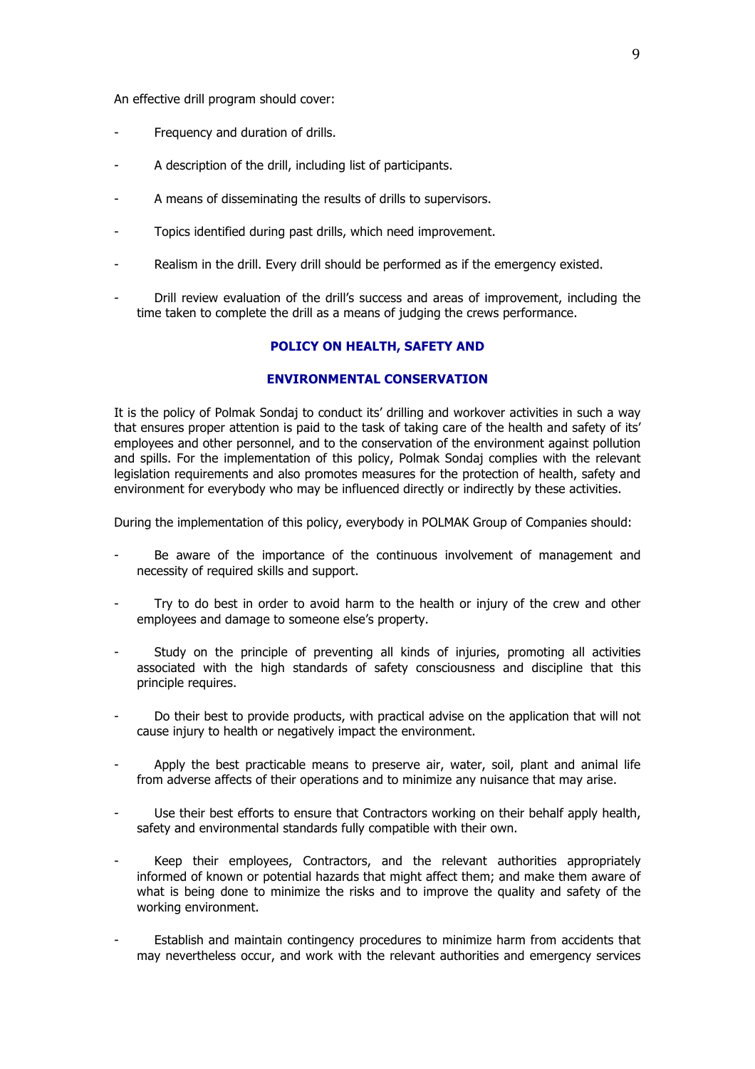An effective drill program should cover:

- Frequency and duration of drills.
- A description of the drill, including list of participants.
- A means of disseminating the results of drills to supervisors.
- Topics identified during past drills, which need improvement.
- Realism in the drill. Every drill should be performed as if the emergency existed.
- Drill review evaluation of the drill's success and areas of improvement, including the time taken to complete the drill as a means of judging the crews performance.

## POLICY ON HEALTH, SAFETY AND ENVIRONMENTAL CONSERVATION

It is the policy of Polmak Sondaj to conduct its' drilling and workover activities in such a way that ensures proper attention is paid to the task of taking care of the health and safety of its' employees and other personnel, and to the conservation of the environment against pollution and spills. For the implementation of this policy, Polmak Sondaj complies with the relevant legislation requirements and also promotes measures for the protection of health, safety and environment for everybody who may be influenced directly or indirectly by these activities.

During the implementation of this policy, everybody in POLMAK Group of Companies should:

- Be aware of the importance of the continuous involvement of management and necessity of required skills and support.
- Try to do best in order to avoid harm to the health or injury of the crew and other employees and damage to someone else's property.
- Study on the principle of preventing all kinds of injuries, promoting all activities associated with the high standards of safety consciousness and discipline that this principle requires.
- Do their best to provide products, with practical advise on the application that will not cause injury to health or negatively impact the environment.
- Apply the best practicable means to preserve air, water, soil, plant and animal life from adverse affects of their operations and to minimize any nuisance that may arise.
- Use their best efforts to ensure that Contractors working on their behalf apply health, safety and environmental standards fully compatible with their own.
- Keep their employees, Contractors, and the relevant authorities appropriately informed of known or potential hazards that might affect them; and make them aware of what is being done to minimize the risks and to improve the quality and safety of the working environment.
- Establish and maintain contingency procedures to minimize harm from accidents that may nevertheless occur, and work with the relevant authorities and emergency services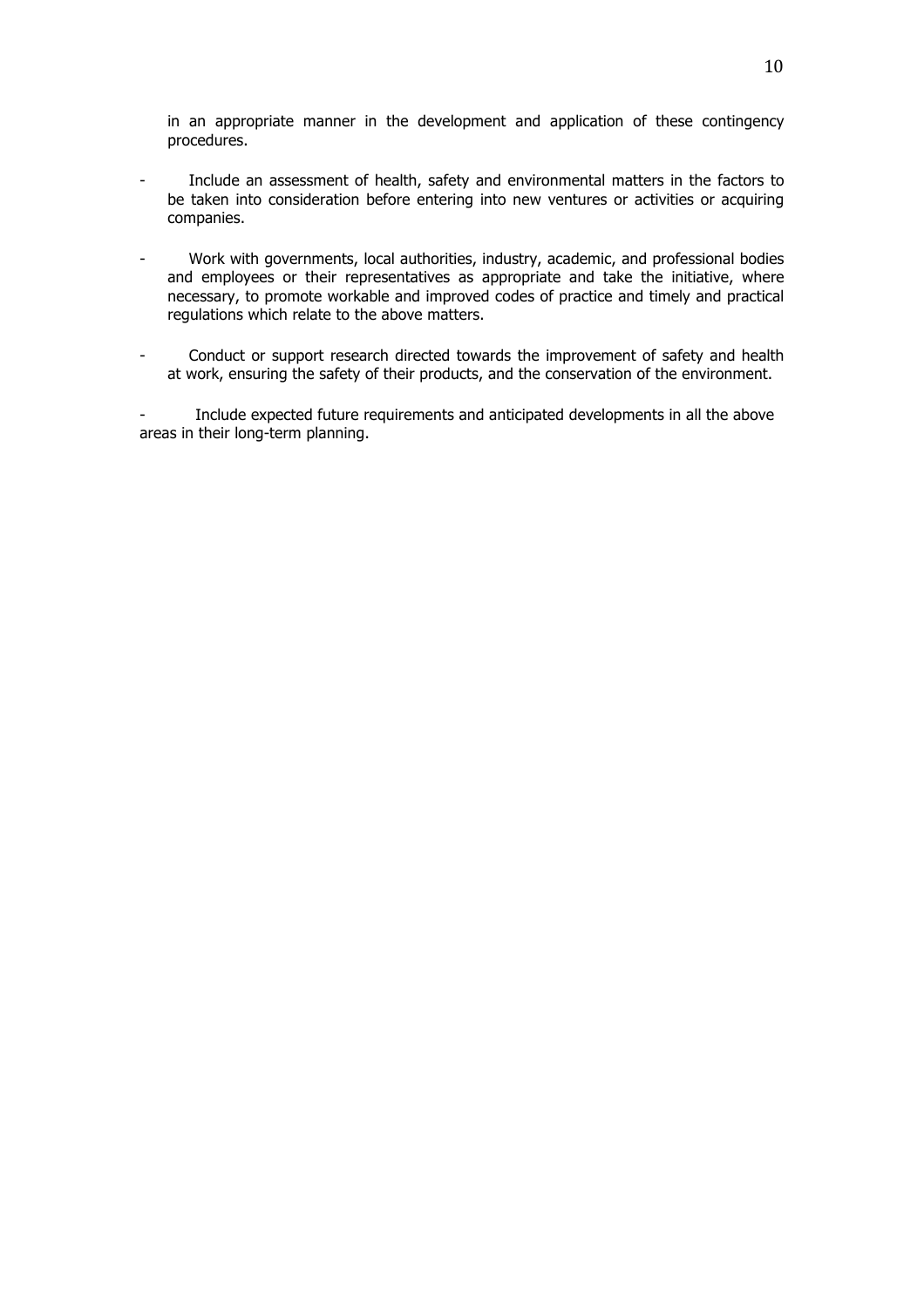in an appropriate manner in the development and application of these contingency procedures.

- Include an assessment of health, safety and environmental matters in the factors to be taken into consideration before entering into new ventures or activities or acquiring companies.

- Work with governments, local authorities, industry, academic, and professional bodies and employees or their representatives as appropriate and take the initiative, where necessary, to promote workable and improved codes of practice and timely and practical regulations which relate to the above matters.

- Conduct or support research directed towards the improvement of safety and health at work, ensuring the safety of their products, and the conservation of the environment.

- Include expected future requirements and anticipated developments in all the above areas in their long-term planning.